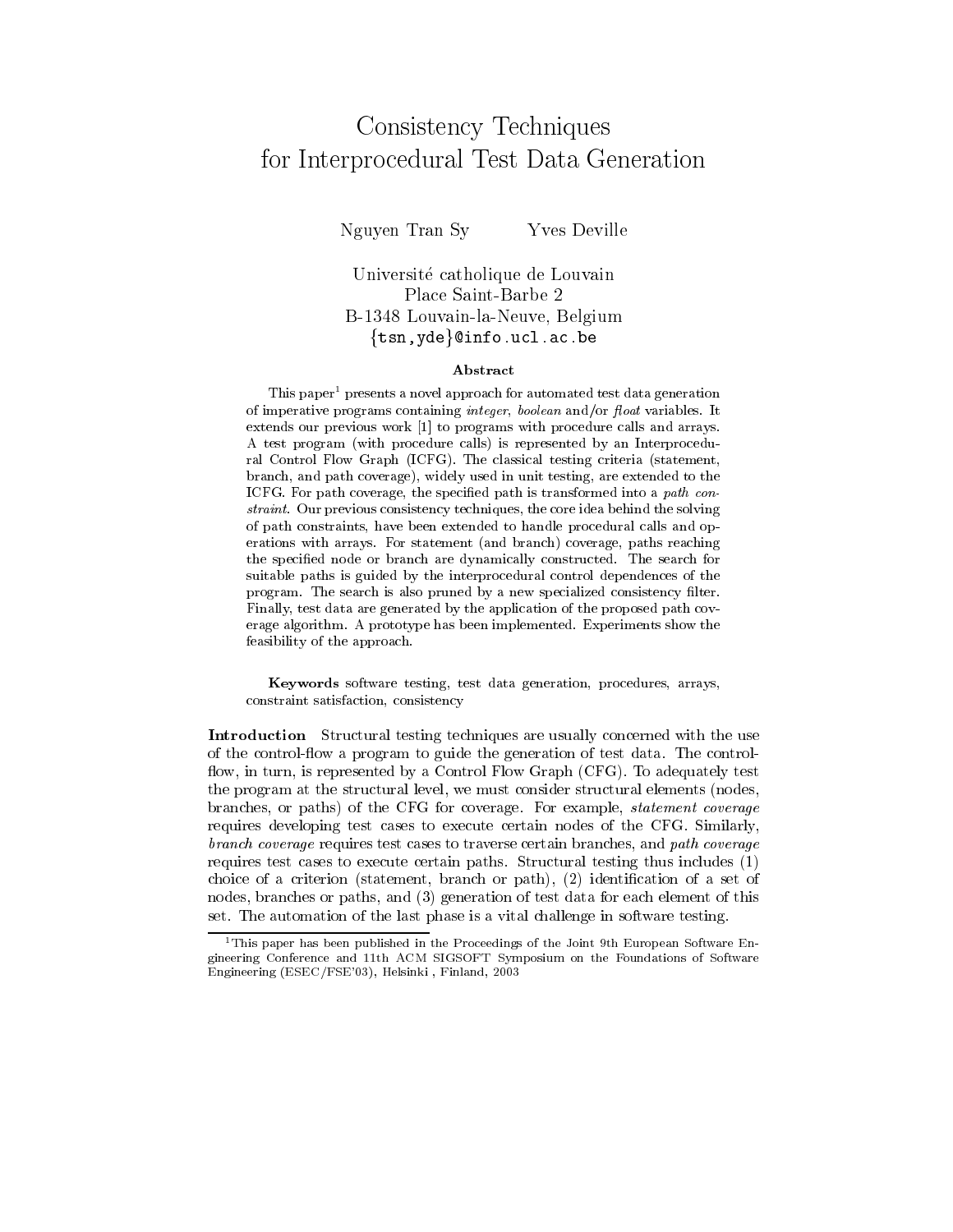# Consistency Techniques for Interprocedural Test Data Generation

Nguyen Tran Sy Yves Deville

Université catholique de Louvain
Place Saint-Barbe 2
B-1348 Louvain-la-Neuve, Belgium
{tsn,yde}@info.ucl.ac.be

### Abstract

This paper[1] presents a novel approach for automated test data generation of imperative programs containing *integer*, *boolean* and/or *float* variables. It extends our previous work [1] to programs with procedure calls and arrays. A test program (with procedure calls) is represented by an Interprocedural Control Flow Graph (ICFG). The classical testing criteria (statement, branch, and path coverage), widely used in unit testing, are extended to the ICFG. For path coverage, the specified path is transformed into a *path constraint*. Our previous consistency techniques, the core idea behind the solving of path constraints, have been extended to handle procedural calls and operations with arrays. For statement (and branch) coverage, paths reaching the specified node or branch are dynamically constructed. The search for suitable paths is guided by the interprocedural control dependences of the program. The search is also pruned by a new specialized consistency filter. Finally, test data are generated by the application of the proposed path coverage algorithm. A prototype has been implemented. Experiments show the feasibility of the approach.

**Keywords** software testing, test data generation, procedures, arrays, constraint satisfaction, consistency

**Introduction** Structural testing techniques are usually concerned with the use of the control-flow a program to guide the generation of test data. The control-flow, in turn, is represented by a Control Flow Graph (CFG). To adequately test the program at the structural level, we must consider structural elements (nodes, branches, or paths) of the CFG for coverage. For example, *statement coverage* requires developing test cases to execute certain nodes of the CFG. Similarly, *branch coverage* requires test cases to traverse certain branches, and *path coverage* requires test cases to execute certain paths. Structural testing thus includes (1) choice of a criterion (statement, branch or path), (2) identification of a set of nodes, branches or paths, and (3) generation of test data for each element of this set. The automation of the last phase is a vital challenge in software testing.

[1] This paper has been published in the Proceedings of the Joint 9th European Software Engineering Conference and 11th ACM SIGSOFT Symposium on the Foundations of Software Engineering (ESEC/FSE'03), Helsinki , Finland, 2003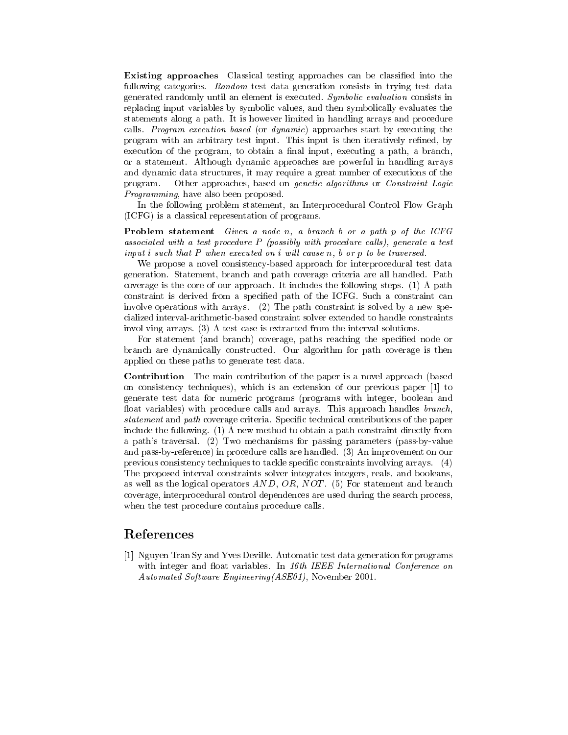**Existing approaches** Classical testing approaches can be classified into the following categories. *Random* test data generation consists in trying test data generated randomly until an element is executed. *Symbolic evaluation* consists in replacing input variables by symbolic values, and then symbolically evaluates the statements along a path. It is however limited in handling arrays and procedure calls. *Program execution based* (or *dynamic*) approaches start by executing the program with an arbitrary test input. This input is then iteratively refined, by execution of the program, to obtain a final input, executing a path, a branch, or a statement. Although dynamic approaches are powerful in handling arrays and dynamic data structures, it may require a great number of executions of the program. Other approaches, based on *genetic algorithms* or *Constraint Logic Programming*, have also been proposed.

In the following problem statement, an Interprocedural Control Flow Graph (ICFG) is a classical representation of programs.

**Problem statement** *Given a node $n$, a branch $b$ or a path $p$ of the ICFG associated with a test procedure $P$ (possibly with procedure calls), generate a test input $i$ such that $P$ when executed on $i$ will cause $n$, $b$ or $p$ to be traversed.*

We propose a novel consistency-based approach for interprocedural test data generation. Statement, branch and path coverage criteria are all handled. Path coverage is the core of our approach. It includes the following steps. (1) A path constraint is derived from a specified path of the ICFG. Such a constraint can involve operations with arrays. (2) The path constraint is solved by a new specialized interval-arithmetic-based constraint solver extended to handle constraints invol ving arrays. (3) A test case is extracted from the interval solutions.

For statement (and branch) coverage, paths reaching the specified node or branch are dynamically constructed. Our algorithm for path coverage is then applied on these paths to generate test data.

**Contribution** The main contribution of the paper is a novel approach (based on consistency techniques), which is an extension of our previous paper [1] to generate test data for numeric programs (programs with integer, boolean and float variables) with procedure calls and arrays. This approach handles *branch*, *statement* and *path* coverage criteria. Specific technical contributions of the paper include the following. (1) A new method to obtain a path constraint directly from a path's traversal. (2) Two mechanisms for passing parameters (pass-by-value and pass-by-reference) in procedure calls are handled. (3) An improvement on our previous consistency techniques to tackle specific constraints involving arrays. (4) The proposed interval constraints solver integrates integers, reals, and booleans, as well as the logical operators $AND$, $OR$, $NOT$. (5) For statement and branch coverage, interprocedural control dependences are used during the search process, when the test procedure contains procedure calls.

## References

[1] Nguyen Tran Sy and Yves Deville. Automatic test data generation for programs with integer and float variables. In *16th IEEE International Conference on Automated Software Engineering(ASE01)*, November 2001.